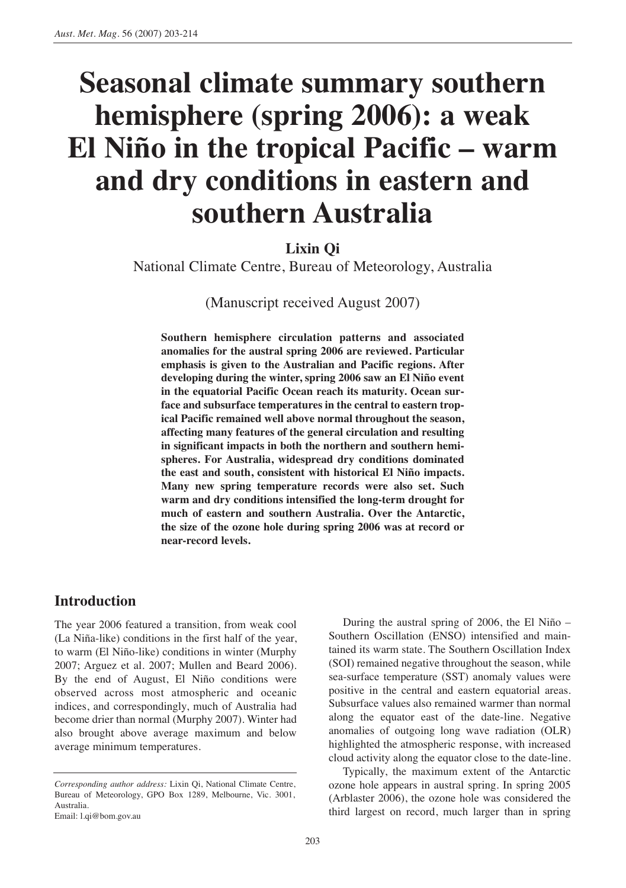# Seasonal climate summary southern hemisphere (spring 2006): a weak El Niño in the tropical Pacific – warm and dry conditions in eastern and southern Australia

**Lixin Qi**

National Climate Centre, Bureau of Meteorology, Australia

(Manuscript received August 2007)

**Southern hemisphere circulation patterns and associated anomalies for the austral spring 2006 are reviewed. Particular emphasis is given to the Australian and Pacific regions. After developing during the winter, spring 2006 saw an El Niño event in the equatorial Pacific Ocean reach its maturity. Ocean surface and subsurface temperatures in the central to eastern tropical Pacific remained well above normal throughout the season, affecting many features of the general circulation and resulting in significant impacts in both the northern and southern hemispheres. For Australia, widespread dry conditions dominated the east and south, consistent with historical El Niño impacts. Many new spring temperature records were also set. Such warm and dry conditions intensified the long-term drought for much of eastern and southern Australia. Over the Antarctic, the size of the ozone hole during spring 2006 was at record or near-record levels.**

## Introduction

The year 2006 featured a transition, from weak cool (La Niña-like) conditions in the first half of the year, to warm (El Niño-like) conditions in winter (Murphy 2007; Arguez et al. 2007; Mullen and Beard 2006). By the end of August, El Niño conditions were observed across most atmospheric and oceanic indices, and correspondingly, much of Australia had become drier than normal (Murphy 2007). Winter had also brought above average maximum and below average minimum temperatures.

During the austral spring of 2006, the El Niño – Southern Oscillation (ENSO) intensified and maintained its warm state. The Southern Oscillation Index (SOI) remained negative throughout the season, while sea-surface temperature (SST) anomaly values were positive in the central and eastern equatorial areas. Subsurface values also remained warmer than normal along the equator east of the date-line. Negative anomalies of outgoing long wave radiation (OLR) highlighted the atmospheric response, with increased cloud activity along the equator close to the date-line.

Typically, the maximum extent of the Antarctic ozone hole appears in austral spring. In spring 2005 (Arblaster 2006), the ozone hole was considered the third largest on record, much larger than in spring

*Corresponding author address:* Lixin Qi, National Climate Centre, Bureau of Meteorology, GPO Box 1289, Melbourne, Vic. 3001, Australia.
Email: l.qi@bom.gov.au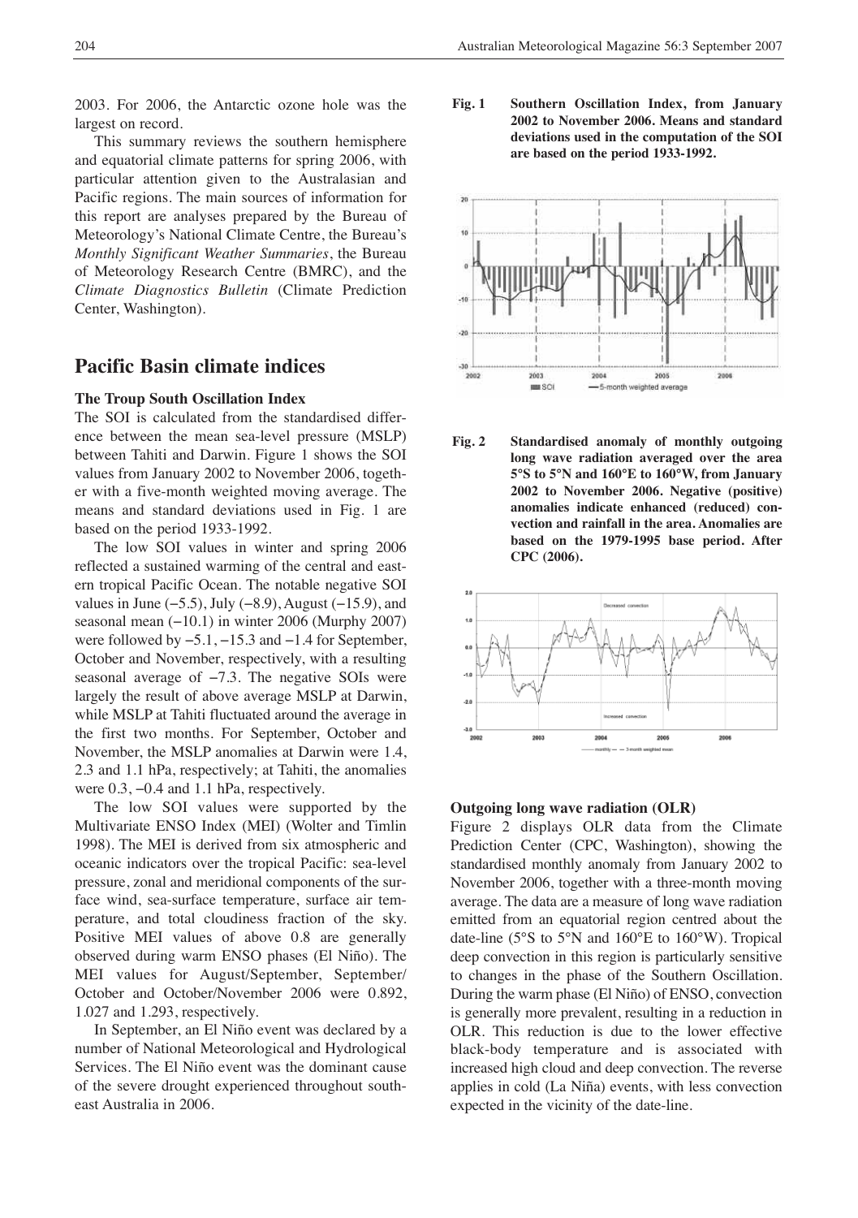2003. For 2006, the Antarctic ozone hole was the largest on record.

This summary reviews the southern hemisphere and equatorial climate patterns for spring 2006, with particular attention given to the Australasian and Pacific regions. The main sources of information for this report are analyses prepared by the Bureau of Meteorology's National Climate Centre, the Bureau's *Monthly Significant Weather Summaries*, the Bureau of Meteorology Research Centre (BMRC), and the *Climate Diagnostics Bulletin* (Climate Prediction Center, Washington).

## Pacific Basin climate indices

### The Troup South Oscillation Index

The SOI is calculated from the standardised difference between the mean sea-level pressure (MSLP) between Tahiti and Darwin. Figure 1 shows the SOI values from January 2002 to November 2006, together with a five-month weighted moving average. The means and standard deviations used in Fig. 1 are based on the period 1933-1992.

The low SOI values in winter and spring 2006 reflected a sustained warming of the central and eastern tropical Pacific Ocean. The notable negative SOI values in June (−5.5), July (−8.9), August (−15.9), and seasonal mean (−10.1) in winter 2006 (Murphy 2007) were followed by −5.1, −15.3 and −1.4 for September, October and November, respectively, with a resulting seasonal average of −7.3. The negative SOIs were largely the result of above average MSLP at Darwin, while MSLP at Tahiti fluctuated around the average in the first two months. For September, October and November, the MSLP anomalies at Darwin were 1.4, 2.3 and 1.1 hPa, respectively; at Tahiti, the anomalies were 0.3, −0.4 and 1.1 hPa, respectively.

The low SOI values were supported by the Multivariate ENSO Index (MEI) (Wolter and Timlin 1998). The MEI is derived from six atmospheric and oceanic indicators over the tropical Pacific: sea-level pressure, zonal and meridional components of the surface wind, sea-surface temperature, surface air temperature, and total cloudiness fraction of the sky. Positive MEI values of above 0.8 are generally observed during warm ENSO phases (El Niño). The MEI values for August/September, September/October and October/November 2006 were 0.892, 1.027 and 1.293, respectively.

In September, an El Niño event was declared by a number of National Meteorological and Hydrological Services. The El Niño event was the dominant cause of the severe drought experienced throughout south-east Australia in 2006.

**Fig. 1 Southern Oscillation Index, from January 2002 to November 2006. Means and standard deviations used in the computation of the SOI are based on the period 1933-1992.**

**Fig. 2 Standardised anomaly of monthly outgoing long wave radiation averaged over the area 5°S to 5°N and 160°E to 160°W, from January 2002 to November 2006. Negative (positive) anomalies indicate enhanced (reduced) convection and rainfall in the area. Anomalies are based on the 1979-1995 base period. After CPC (2006).**

### Outgoing long wave radiation (OLR)

Figure 2 displays OLR data from the Climate Prediction Center (CPC, Washington), showing the standardised monthly anomaly from January 2002 to November 2006, together with a three-month moving average. The data are a measure of long wave radiation emitted from an equatorial region centred about the date-line (5°S to 5°N and 160°E to 160°W). Tropical deep convection in this region is particularly sensitive to changes in the phase of the Southern Oscillation. During the warm phase (El Niño) of ENSO, convection is generally more prevalent, resulting in a reduction in OLR. This reduction is due to the lower effective black-body temperature and is associated with increased high cloud and deep convection. The reverse applies in cold (La Niña) events, with less convection expected in the vicinity of the date-line.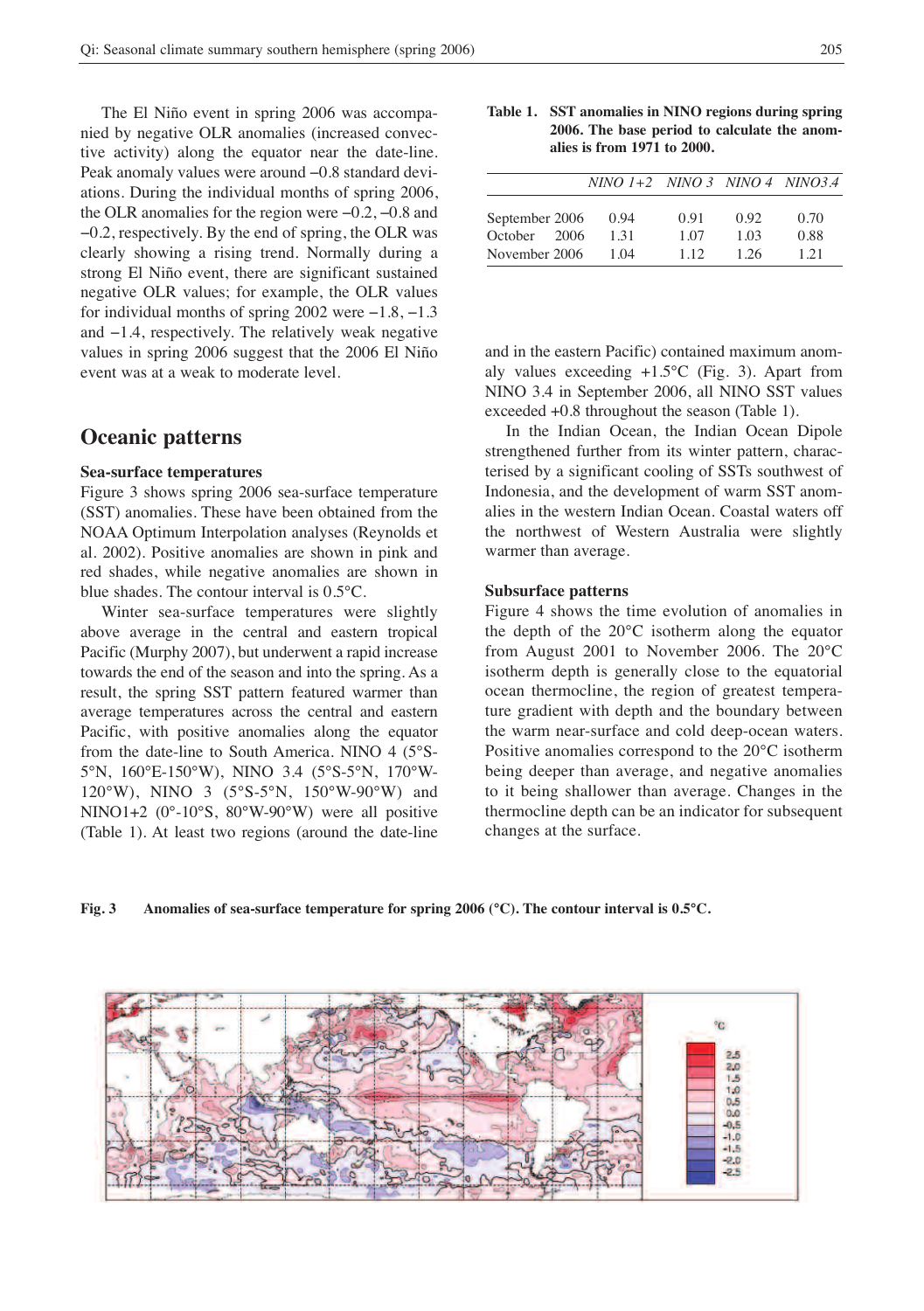The El Niño event in spring 2006 was accompanied by negative OLR anomalies (increased convective activity) along the equator near the date-line. Peak anomaly values were around −0.8 standard deviations. During the individual months of spring 2006, the OLR anomalies for the region were −0.2, −0.8 and −0.2, respectively. By the end of spring, the OLR was clearly showing a rising trend. Normally during a strong El Niño event, there are significant sustained negative OLR values; for example, the OLR values for individual months of spring 2002 were −1.8, −1.3 and −1.4, respectively. The relatively weak negative values in spring 2006 suggest that the 2006 El Niño event was at a weak to moderate level.

## Oceanic patterns

### Sea-surface temperatures

Figure 3 shows spring 2006 sea-surface temperature (SST) anomalies. These have been obtained from the NOAA Optimum Interpolation analyses (Reynolds et al. 2002). Positive anomalies are shown in pink and red shades, while negative anomalies are shown in blue shades. The contour interval is 0.5°C.

Winter sea-surface temperatures were slightly above average in the central and eastern tropical Pacific (Murphy 2007), but underwent a rapid increase towards the end of the season and into the spring. As a result, the spring SST pattern featured warmer than average temperatures across the central and eastern Pacific, with positive anomalies along the equator from the date-line to South America. NINO 4 (5°S-5°N, 160°E-150°W), NINO 3.4 (5°S-5°N, 170°W-120°W), NINO 3 (5°S-5°N, 150°W-90°W) and NINO1+2 (0°-10°S, 80°W-90°W) were all positive (Table 1). At least two regions (around the date-line and in the eastern Pacific) contained maximum anomaly values exceeding +1.5°C (Fig. 3). Apart from NINO 3.4 in September 2006, all NINO SST values exceeded +0.8 throughout the season (Table 1).

**Table 1. SST anomalies in NINO regions during spring 2006. The base period to calculate the anomalies is from 1971 to 2000.**

| | *NINO 1+2* | *NINO 3* | *NINO 4* | *NINO3.4* |
|---|---|---|---|---|
| September 2006 | 0.94 | 0.91 | 0.92 | 0.70 |
| October 2006 | 1.31 | 1.07 | 1.03 | 0.88 |
| November 2006 | 1.04 | 1.12 | 1.26 | 1.21 |

In the Indian Ocean, the Indian Ocean Dipole strengthened further from its winter pattern, characterised by a significant cooling of SSTs southwest of Indonesia, and the development of warm SST anomalies in the western Indian Ocean. Coastal waters off the northwest of Western Australia were slightly warmer than average.

### Subsurface patterns

Figure 4 shows the time evolution of anomalies in the depth of the 20°C isotherm along the equator from August 2001 to November 2006. The 20°C isotherm depth is generally close to the equatorial ocean thermocline, the region of greatest temperature gradient with depth and the boundary between the warm near-surface and cold deep-ocean waters. Positive anomalies correspond to the 20°C isotherm being deeper than average, and negative anomalies to it being shallower than average. Changes in the thermocline depth can be an indicator for subsequent changes at the surface.

**Fig. 3 Anomalies of sea-surface temperature for spring 2006 (°C). The contour interval is 0.5°C.**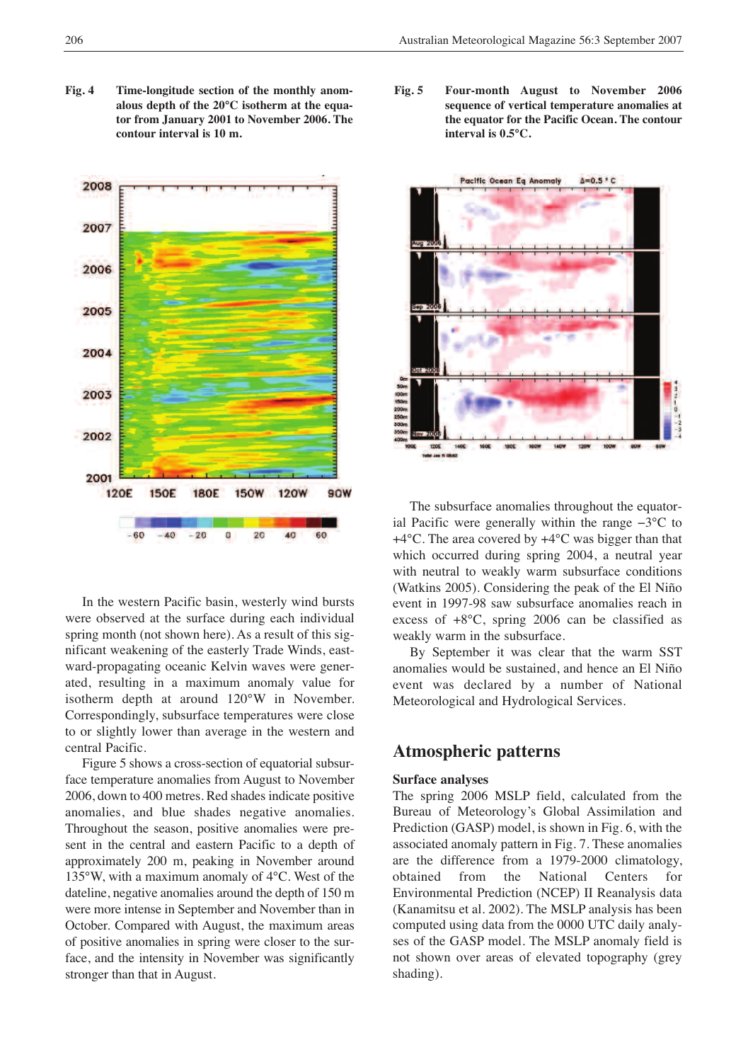**Fig. 4** **Time-longitude section of the monthly anomalous depth of the 20°C isotherm at the equator from January 2001 to November 2006. The contour interval is 10 m.**

**Fig. 5** **Four-month August to November 2006 sequence of vertical temperature anomalies at the equator for the Pacific Ocean. The contour interval is 0.5°C.**

In the western Pacific basin, westerly wind bursts were observed at the surface during each individual spring month (not shown here). As a result of this significant weakening of the easterly Trade Winds, eastward-propagating oceanic Kelvin waves were generated, resulting in a maximum anomaly value for isotherm depth at around 120°W in November. Correspondingly, subsurface temperatures were close to or slightly lower than average in the western and central Pacific.

Figure 5 shows a cross-section of equatorial subsurface temperature anomalies from August to November 2006, down to 400 metres. Red shades indicate positive anomalies, and blue shades negative anomalies. Throughout the season, positive anomalies were present in the central and eastern Pacific to a depth of approximately 200 m, peaking in November around 135°W, with a maximum anomaly of 4°C. West of the dateline, negative anomalies around the depth of 150 m were more intense in September and November than in October. Compared with August, the maximum areas of positive anomalies in spring were closer to the surface, and the intensity in November was significantly stronger than that in August.

The subsurface anomalies throughout the equatorial Pacific were generally within the range −3°C to +4°C. The area covered by +4°C was bigger than that which occurred during spring 2004, a neutral year with neutral to weakly warm subsurface conditions (Watkins 2005). Considering the peak of the El Niño event in 1997-98 saw subsurface anomalies reach in excess of +8°C, spring 2006 can be classified as weakly warm in the subsurface.

By September it was clear that the warm SST anomalies would be sustained, and hence an El Niño event was declared by a number of National Meteorological and Hydrological Services.

## Atmospheric patterns

### Surface analyses

The spring 2006 MSLP field, calculated from the Bureau of Meteorology's Global Assimilation and Prediction (GASP) model, is shown in Fig. 6, with the associated anomaly pattern in Fig. 7. These anomalies are the difference from a 1979-2000 climatology, obtained from the National Centers for Environmental Prediction (NCEP) II Reanalysis data (Kanamitsu et al. 2002). The MSLP analysis has been computed using data from the 0000 UTC daily analyses of the GASP model. The MSLP anomaly field is not shown over areas of elevated topography (grey shading).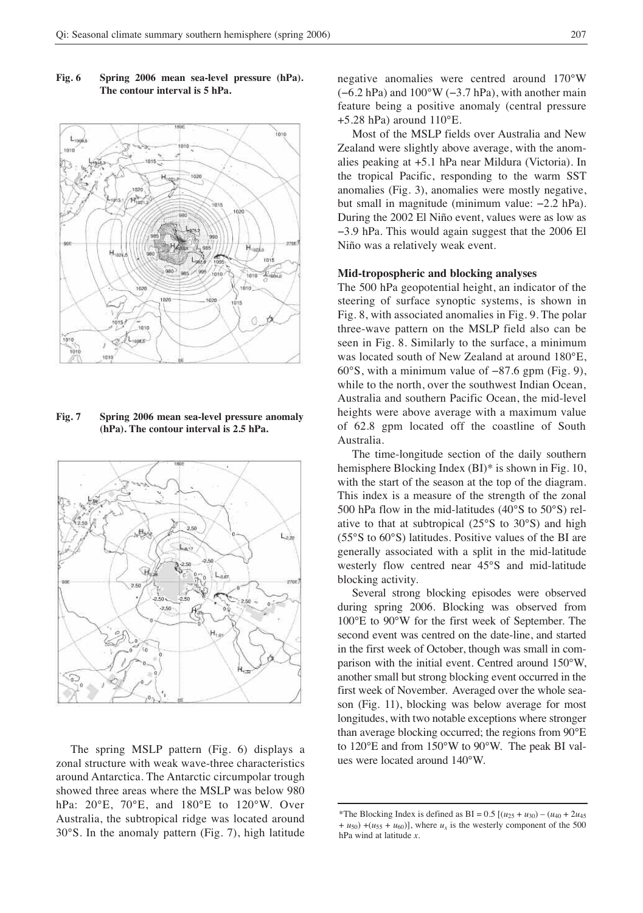**Fig. 6 Spring 2006 mean sea-level pressure (hPa). The contour interval is 5 hPa.**

**Fig. 7 Spring 2006 mean sea-level pressure anomaly (hPa). The contour interval is 2.5 hPa.**

The spring MSLP pattern (Fig. 6) displays a zonal structure with weak wave-three characteristics around Antarctica. The Antarctic circumpolar trough showed three areas where the MSLP was below 980 hPa: 20°E, 70°E, and 180°E to 120°W. Over Australia, the subtropical ridge was located around 30°S. In the anomaly pattern (Fig. 7), high latitude negative anomalies were centred around 170°W (−6.2 hPa) and 100°W (−3.7 hPa), with another main feature being a positive anomaly (central pressure +5.28 hPa) around 110°E.

Most of the MSLP fields over Australia and New Zealand were slightly above average, with the anomalies peaking at +5.1 hPa near Mildura (Victoria). In the tropical Pacific, responding to the warm SST anomalies (Fig. 3), anomalies were mostly negative, but small in magnitude (minimum value: −2.2 hPa). During the 2002 El Niño event, values were as low as −3.9 hPa. This would again suggest that the 2006 El Niño was a relatively weak event.

### Mid-tropospheric and blocking analyses

The 500 hPa geopotential height, an indicator of the steering of surface synoptic systems, is shown in Fig. 8, with associated anomalies in Fig. 9. The polar three-wave pattern on the MSLP field also can be seen in Fig. 8. Similarly to the surface, a minimum was located south of New Zealand at around 180°E, 60°S, with a minimum value of −87.6 gpm (Fig. 9), while to the north, over the southwest Indian Ocean, Australia and southern Pacific Ocean, the mid-level heights were above average with a maximum value of 62.8 gpm located off the coastline of South Australia.

The time-longitude section of the daily southern hemisphere Blocking Index (BI)* is shown in Fig. 10, with the start of the season at the top of the diagram. This index is a measure of the strength of the zonal 500 hPa flow in the mid-latitudes (40°S to 50°S) relative to that at subtropical (25°S to 30°S) and high (55°S to 60°S) latitudes. Positive values of the BI are generally associated with a split in the mid-latitude westerly flow centred near 45°S and mid-latitude blocking activity.

Several strong blocking episodes were observed during spring 2006. Blocking was observed from 100°E to 90°W for the first week of September. The second event was centred on the date-line, and started in the first week of October, though was small in comparison with the initial event. Centred around 150°W, another small but strong blocking event occurred in the first week of November. Averaged over the whole season (Fig. 11), blocking was below average for most longitudes, with two notable exceptions where stronger than average blocking occurred; the regions from 90°E to 120°E and from 150°W to 90°W. The peak BI values were located around 140°W.

---

*The Blocking Index is defined as $BI = 0.5\,[(u_{25} + u_{30}) - (u_{40} + 2u_{45} + u_{50}) + (u_{55} + u_{60})]$, where $u_x$ is the westerly component of the 500 hPa wind at latitude $x$.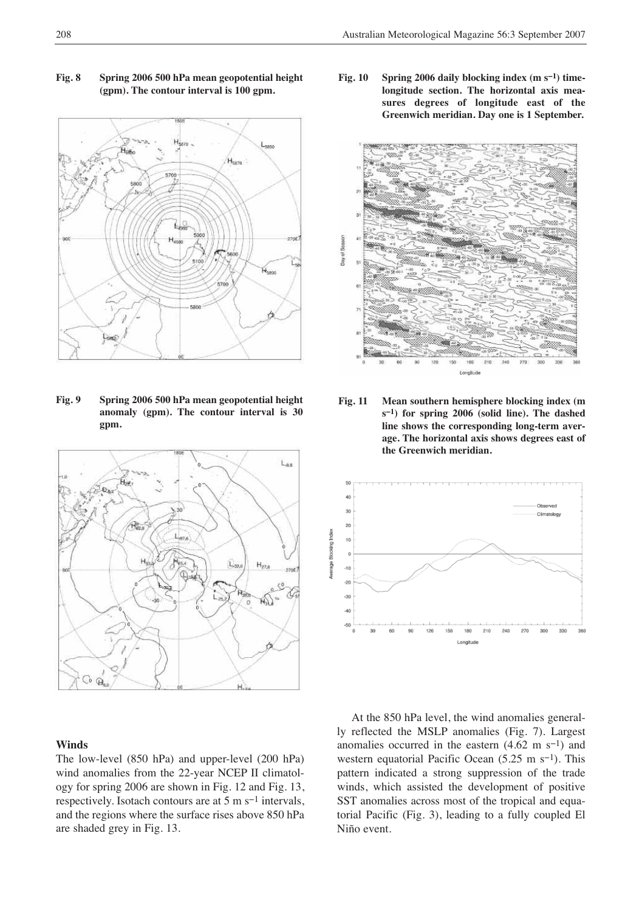**Fig. 8** **Spring 2006 500 hPa mean geopotential height (gpm). The contour interval is 100 gpm.**

**Fig. 9** **Spring 2006 500 hPa mean geopotential height anomaly (gpm). The contour interval is 30 gpm.**

**Fig. 10** **Spring 2006 daily blocking index (m s$^{-1}$) time-longitude section. The horizontal axis measures degrees of longitude east of the Greenwich meridian. Day one is 1 September.**

**Fig. 11** **Mean southern hemisphere blocking index (m s$^{-1}$) for spring 2006 (solid line). The dashed line shows the corresponding long-term average. The horizontal axis shows degrees east of the Greenwich meridian.**

## Winds

The low-level (850 hPa) and upper-level (200 hPa) wind anomalies from the 22-year NCEP II climatology for spring 2006 are shown in Fig. 12 and Fig. 13, respectively. Isotach contours are at 5 m s$^{-1}$ intervals, and the regions where the surface rises above 850 hPa are shaded grey in Fig. 13.

At the 850 hPa level, the wind anomalies generally reflected the MSLP anomalies (Fig. 7). Largest anomalies occurred in the eastern (4.62 m s$^{-1}$) and western equatorial Pacific Ocean (5.25 m s$^{-1}$). This pattern indicated a strong suppression of the trade winds, which assisted the development of positive SST anomalies across most of the tropical and equatorial Pacific (Fig. 3), leading to a fully coupled El Niño event.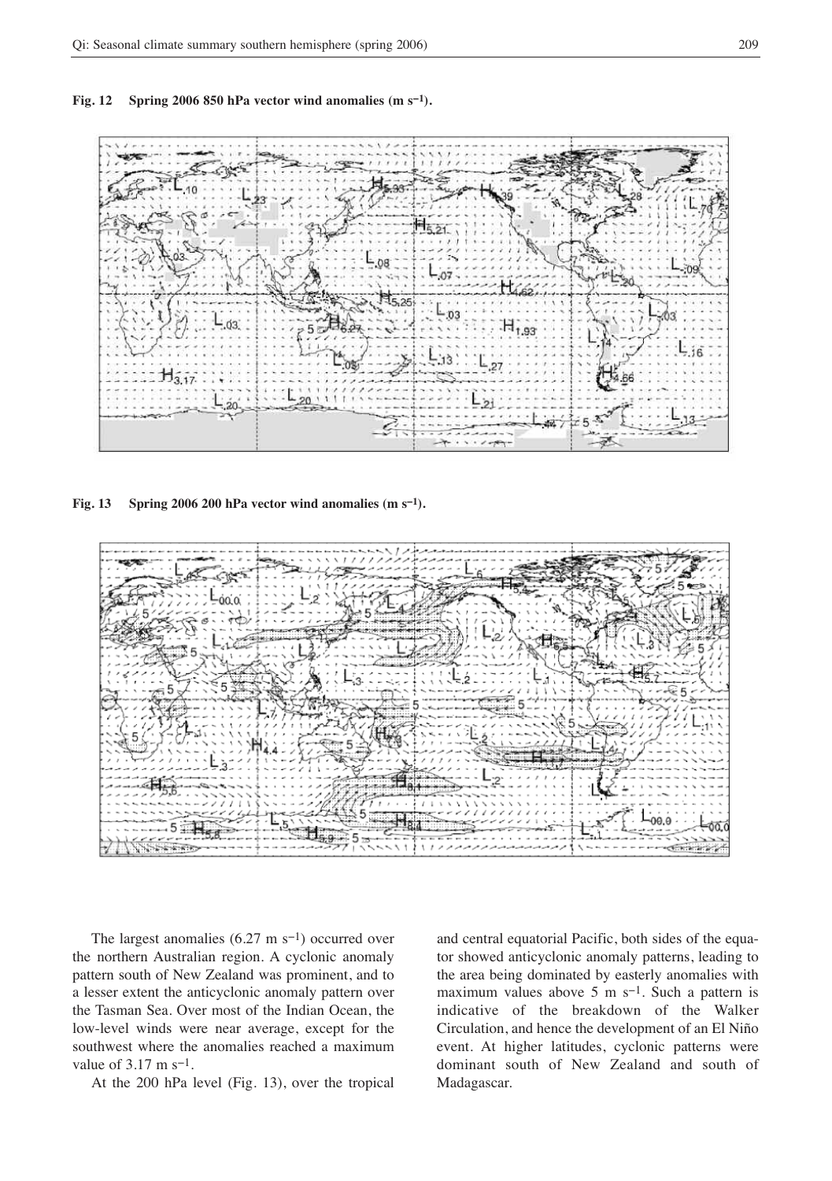**Fig. 12 Spring 2006 850 hPa vector wind anomalies (m s$^{-1}$).**

**Fig. 13 Spring 2006 200 hPa vector wind anomalies (m s$^{-1}$).**

The largest anomalies (6.27 m s$^{-1}$) occurred over the northern Australian region. A cyclonic anomaly pattern south of New Zealand was prominent, and to a lesser extent the anticyclonic anomaly pattern over the Tasman Sea. Over most of the Indian Ocean, the low-level winds were near average, except for the southwest where the anomalies reached a maximum value of 3.17 m s$^{-1}$.

At the 200 hPa level (Fig. 13), over the tropical and central equatorial Pacific, both sides of the equator showed anticyclonic anomaly patterns, leading to the area being dominated by easterly anomalies with maximum values above 5 m s$^{-1}$. Such a pattern is indicative of the breakdown of the Walker Circulation, and hence the development of an El Niño event. At higher latitudes, cyclonic patterns were dominant south of New Zealand and south of Madagascar.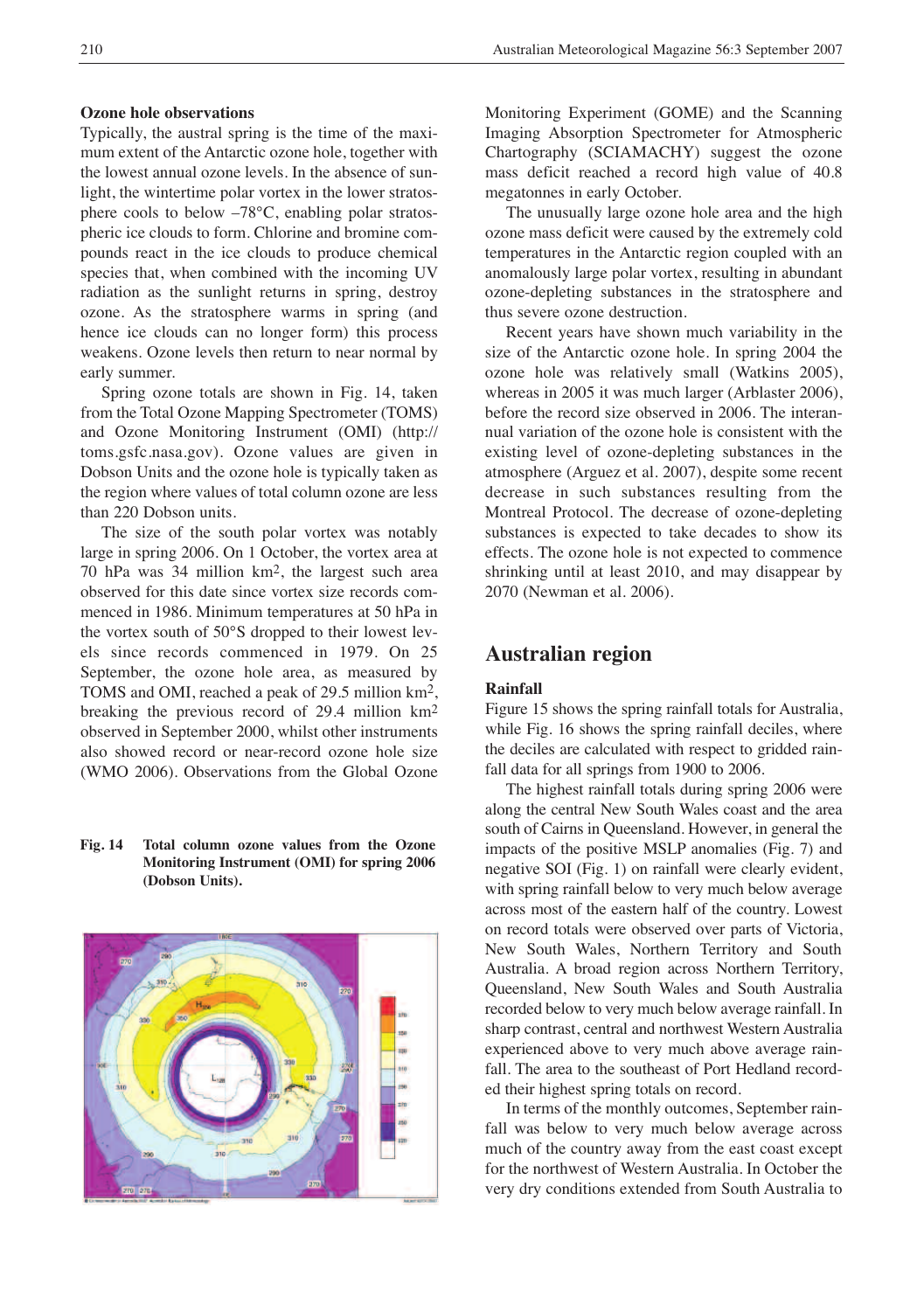### Ozone hole observations

Typically, the austral spring is the time of the maximum extent of the Antarctic ozone hole, together with the lowest annual ozone levels. In the absence of sunlight, the wintertime polar vortex in the lower stratosphere cools to below –78°C, enabling polar stratospheric ice clouds to form. Chlorine and bromine compounds react in the ice clouds to produce chemical species that, when combined with the incoming UV radiation as the sunlight returns in spring, destroy ozone. As the stratosphere warms in spring (and hence ice clouds can no longer form) this process weakens. Ozone levels then return to near normal by early summer.

Spring ozone totals are shown in Fig. 14, taken from the Total Ozone Mapping Spectrometer (TOMS) and Ozone Monitoring Instrument (OMI) (http://toms.gsfc.nasa.gov). Ozone values are given in Dobson Units and the ozone hole is typically taken as the region where values of total column ozone are less than 220 Dobson units.

The size of the south polar vortex was notably large in spring 2006. On 1 October, the vortex area at 70 hPa was 34 million km$^2$, the largest such area observed for this date since vortex size records commenced in 1986. Minimum temperatures at 50 hPa in the vortex south of 50°S dropped to their lowest levels since records commenced in 1979. On 25 September, the ozone hole area, as measured by TOMS and OMI, reached a peak of 29.5 million km$^2$, breaking the previous record of 29.4 million km$^2$ observed in September 2000, whilst other instruments also showed record or near-record ozone hole size (WMO 2006). Observations from the Global Ozone Monitoring Experiment (GOME) and the Scanning Imaging Absorption Spectrometer for Atmospheric Chartography (SCIAMACHY) suggest the ozone mass deficit reached a record high value of 40.8 megatonnes in early October.

**Fig. 14 Total column ozone values from the Ozone Monitoring Instrument (OMI) for spring 2006 (Dobson Units).**

The unusually large ozone hole area and the high ozone mass deficit were caused by the extremely cold temperatures in the Antarctic region coupled with an anomalously large polar vortex, resulting in abundant ozone-depleting substances in the stratosphere and thus severe ozone destruction.

Recent years have shown much variability in the size of the Antarctic ozone hole. In spring 2004 the ozone hole was relatively small (Watkins 2005), whereas in 2005 it was much larger (Arblaster 2006), before the record size observed in 2006. The interannual variation of the ozone hole is consistent with the existing level of ozone-depleting substances in the atmosphere (Arguez et al. 2007), despite some recent decrease in such substances resulting from the Montreal Protocol. The decrease of ozone-depleting substances is expected to take decades to show its effects. The ozone hole is not expected to commence shrinking until at least 2010, and may disappear by 2070 (Newman et al. 2006).

## Australian region

### Rainfall

Figure 15 shows the spring rainfall totals for Australia, while Fig. 16 shows the spring rainfall deciles, where the deciles are calculated with respect to gridded rainfall data for all springs from 1900 to 2006.

The highest rainfall totals during spring 2006 were along the central New South Wales coast and the area south of Cairns in Queensland. However, in general the impacts of the positive MSLP anomalies (Fig. 7) and negative SOI (Fig. 1) on rainfall were clearly evident, with spring rainfall below to very much below average across most of the eastern half of the country. Lowest on record totals were observed over parts of Victoria, New South Wales, Northern Territory and South Australia. A broad region across Northern Territory, Queensland, New South Wales and South Australia recorded below to very much below average rainfall. In sharp contrast, central and northwest Western Australia experienced above to very much above average rainfall. The area to the southeast of Port Hedland recorded their highest spring totals on record.

In terms of the monthly outcomes, September rainfall was below to very much below average across much of the country away from the east coast except for the northwest of Western Australia. In October the very dry conditions extended from South Australia to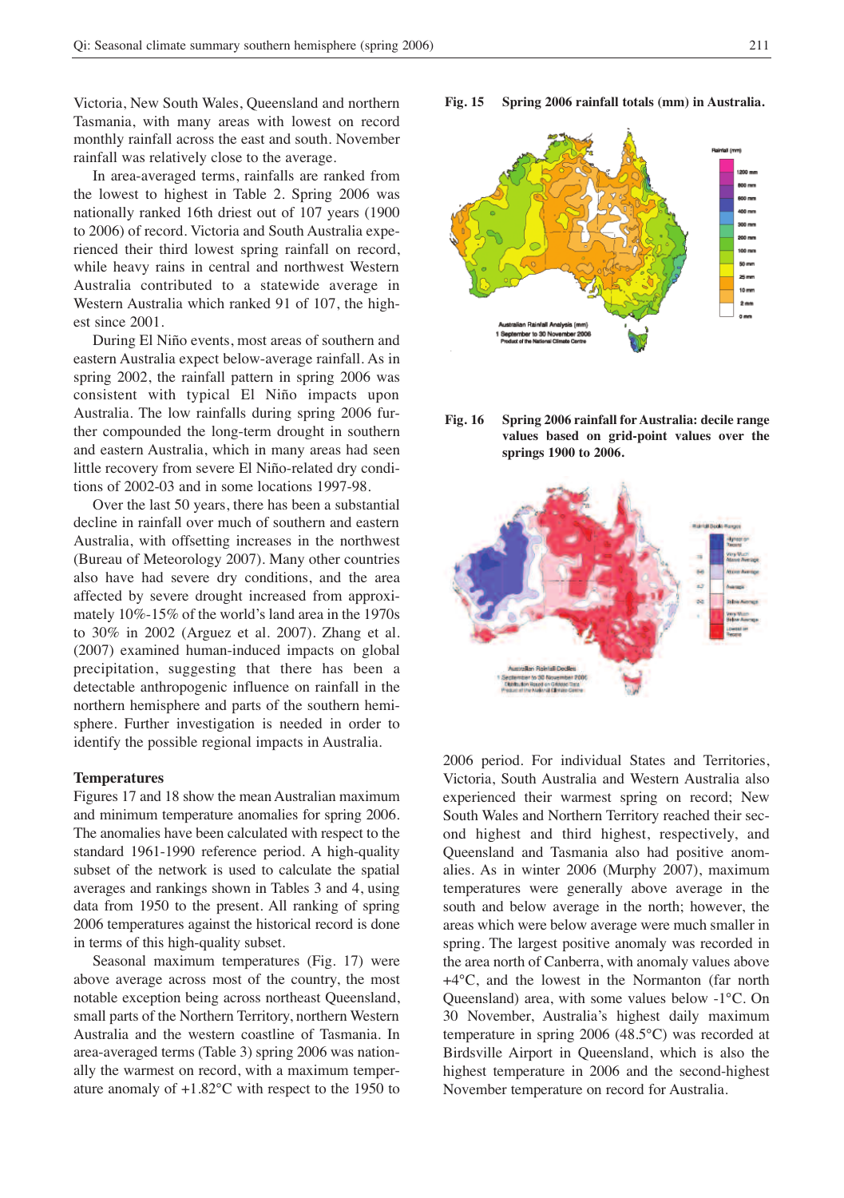Victoria, New South Wales, Queensland and northern Tasmania, with many areas with lowest on record monthly rainfall across the east and south. November rainfall was relatively close to the average.

In area-averaged terms, rainfalls are ranked from the lowest to highest in Table 2. Spring 2006 was nationally ranked 16th driest out of 107 years (1900 to 2006) of record. Victoria and South Australia experienced their third lowest spring rainfall on record, while heavy rains in central and northwest Western Australia contributed to a statewide average in Western Australia which ranked 91 of 107, the highest since 2001.

During El Niño events, most areas of southern and eastern Australia expect below-average rainfall. As in spring 2002, the rainfall pattern in spring 2006 was consistent with typical El Niño impacts upon Australia. The low rainfalls during spring 2006 further compounded the long-term drought in southern and eastern Australia, which in many areas had seen little recovery from severe El Niño-related dry conditions of 2002-03 and in some locations 1997-98.

Over the last 50 years, there has been a substantial decline in rainfall over much of southern and eastern Australia, with offsetting increases in the northwest (Bureau of Meteorology 2007). Many other countries also have had severe dry conditions, and the area affected by severe drought increased from approximately 10%-15% of the world's land area in the 1970s to 30% in 2002 (Arguez et al. 2007). Zhang et al. (2007) examined human-induced impacts on global precipitation, suggesting that there has been a detectable anthropogenic influence on rainfall in the northern hemisphere and parts of the southern hemisphere. Further investigation is needed in order to identify the possible regional impacts in Australia.

**Fig. 15** Spring 2006 rainfall totals (mm) in Australia.

**Fig. 16** Spring 2006 rainfall for Australia: decile range values based on grid-point values over the springs 1900 to 2006.

## Temperatures

Figures 17 and 18 show the mean Australian maximum and minimum temperature anomalies for spring 2006. The anomalies have been calculated with respect to the standard 1961-1990 reference period. A high-quality subset of the network is used to calculate the spatial averages and rankings shown in Tables 3 and 4, using data from 1950 to the present. All ranking of spring 2006 temperatures against the historical record is done in terms of this high-quality subset.

Seasonal maximum temperatures (Fig. 17) were above average across most of the country, the most notable exception being across northeast Queensland, small parts of the Northern Territory, northern Western Australia and the western coastline of Tasmania. In area-averaged terms (Table 3) spring 2006 was nationally the warmest on record, with a maximum temperature anomaly of +1.82°C with respect to the 1950 to 2006 period. For individual States and Territories, Victoria, South Australia and Western Australia also experienced their warmest spring on record; New South Wales and Northern Territory reached their second highest and third highest, respectively, and Queensland and Tasmania also had positive anomalies. As in winter 2006 (Murphy 2007), maximum temperatures were generally above average in the south and below average in the north; however, the areas which were below average were much smaller in spring. The largest positive anomaly was recorded in the area north of Canberra, with anomaly values above +4°C, and the lowest in the Normanton (far north Queensland) area, with some values below -1°C. On 30 November, Australia's highest daily maximum temperature in spring 2006 (48.5°C) was recorded at Birdsville Airport in Queensland, which is also the highest temperature in 2006 and the second-highest November temperature on record for Australia.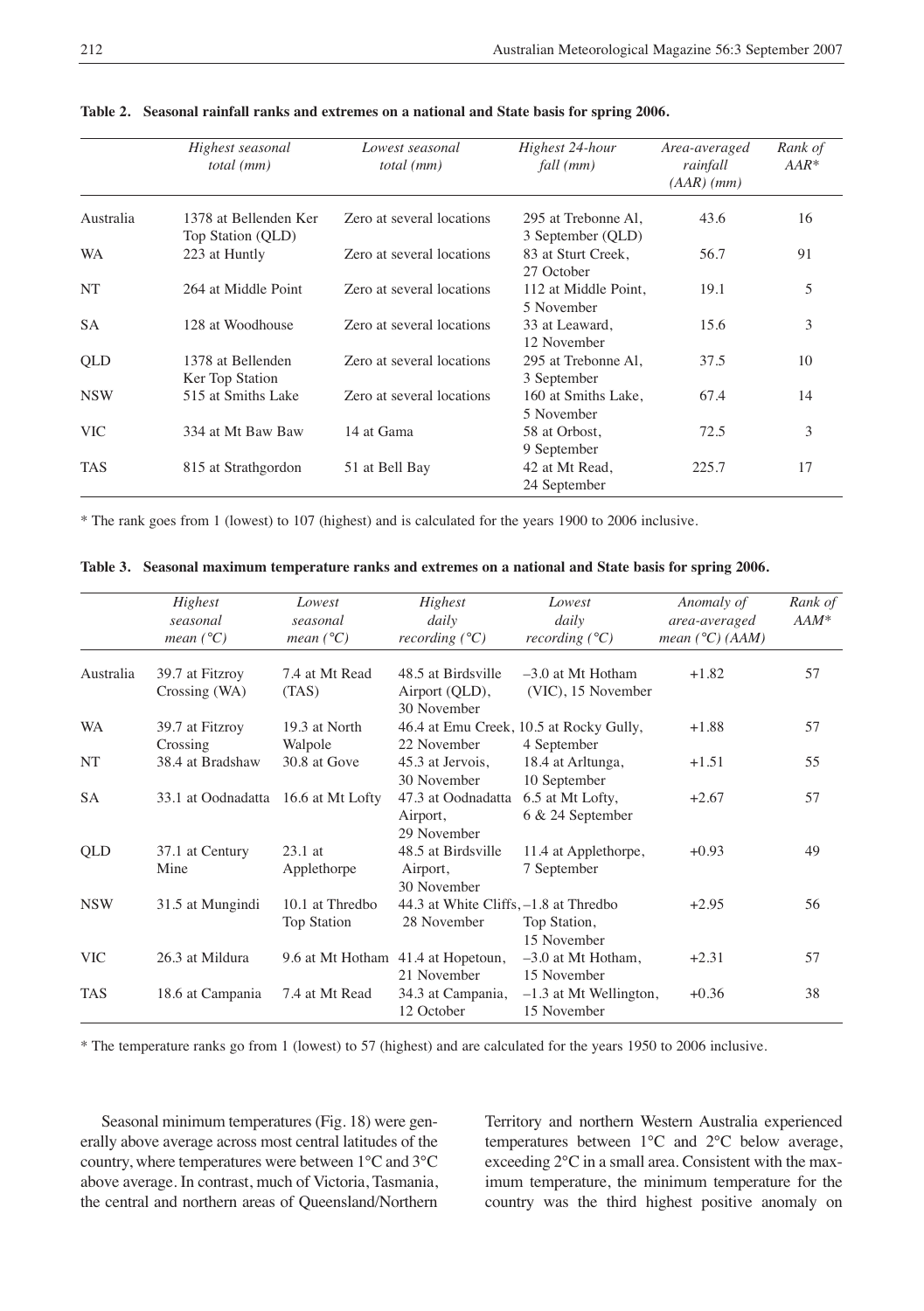**Table 2. Seasonal rainfall ranks and extremes on a national and State basis for spring 2006.**

| | *Highest seasonal total (mm)* | *Lowest seasonal total (mm)* | *Highest 24-hour fall (mm)* | *Area-averaged rainfall (AAR) (mm)* | *Rank of AAR** |
|---|---|---|---|---|---|
| Australia | 1378 at Bellenden Ker Top Station (QLD) | Zero at several locations | 295 at Trebonne Al, 3 September (QLD) | 43.6 | 16 |
| WA | 223 at Huntly | Zero at several locations | 83 at Sturt Creek, 27 October | 56.7 | 91 |
| NT | 264 at Middle Point | Zero at several locations | 112 at Middle Point, 5 November | 19.1 | 5 |
| SA | 128 at Woodhouse | Zero at several locations | 33 at Leaward, 12 November | 15.6 | 3 |
| QLD | 1378 at Bellenden Ker Top Station | Zero at several locations | 295 at Trebonne Al, 3 September | 37.5 | 10 |
| NSW | 515 at Smiths Lake | Zero at several locations | 160 at Smiths Lake, 5 November | 67.4 | 14 |
| VIC | 334 at Mt Baw Baw | 14 at Gama | 58 at Orbost, 9 September | 72.5 | 3 |
| TAS | 815 at Strathgordon | 51 at Bell Bay | 42 at Mt Read, 24 September | 225.7 | 17 |

* The rank goes from 1 (lowest) to 107 (highest) and is calculated for the years 1900 to 2006 inclusive.

**Table 3. Seasonal maximum temperature ranks and extremes on a national and State basis for spring 2006.**

| | *Highest seasonal mean (°C)* | *Lowest seasonal mean (°C)* | *Highest daily recording (°C)* | *Lowest daily recording (°C)* | *Anomaly of area-averaged mean (°C) (AAM)* | *Rank of AAM** |
|---|---|---|---|---|---|---|
| Australia | 39.7 at Fitzroy Crossing (WA) | 7.4 at Mt Read (TAS) | 48.5 at Birdsville Airport (QLD), 30 November | –3.0 at Mt Hotham (VIC), 15 November | +1.82 | 57 |
| WA | 39.7 at Fitzroy Crossing | 19.3 at North Walpole | 46.4 at Emu Creek, 22 November | 10.5 at Rocky Gully, 4 September | +1.88 | 57 |
| NT | 38.4 at Bradshaw | 30.8 at Gove | 45.3 at Jervois, 30 November | 18.4 at Arltunga, 10 September | +1.51 | 55 |
| SA | 33.1 at Oodnadatta | 16.6 at Mt Lofty | 47.3 at Oodnadatta Airport, 29 November | 6.5 at Mt Lofty, 6 & 24 September | +2.67 | 57 |
| QLD | 37.1 at Century Mine | 23.1 at Applethorpe | 48.5 at Birdsville Airport, 30 November | 11.4 at Applethorpe, 7 September | +0.93 | 49 |
| NSW | 31.5 at Mungindi | 10.1 at Thredbo Top Station | 44.3 at White Cliffs, 28 November | –1.8 at Thredbo Top Station, 15 November | +2.95 | 56 |
| VIC | 26.3 at Mildura | 9.6 at Mt Hotham | 41.4 at Hopetoun, 21 November | –3.0 at Mt Hotham, 15 November | +2.31 | 57 |
| TAS | 18.6 at Campania | 7.4 at Mt Read | 34.3 at Campania, 12 October | –1.3 at Mt Wellington, 15 November | +0.36 | 38 |

* The temperature ranks go from 1 (lowest) to 57 (highest) and are calculated for the years 1950 to 2006 inclusive.

Seasonal minimum temperatures (Fig. 18) were generally above average across most central latitudes of the country, where temperatures were between 1°C and 3°C above average. In contrast, much of Victoria, Tasmania, the central and northern areas of Queensland/Northern Territory and northern Western Australia experienced temperatures between 1°C and 2°C below average, exceeding 2°C in a small area. Consistent with the maximum temperature, the minimum temperature for the country was the third highest positive anomaly on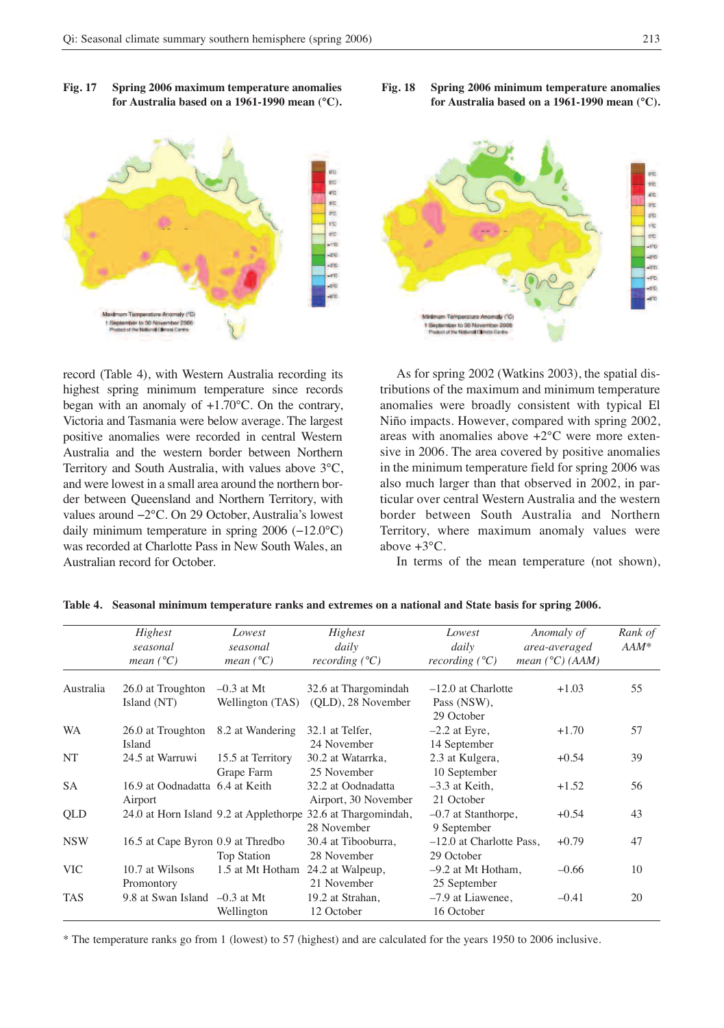**Fig. 17 Spring 2006 maximum temperature anomalies for Australia based on a 1961-1990 mean (°C).**

**Fig. 18 Spring 2006 minimum temperature anomalies for Australia based on a 1961-1990 mean (°C).**

record (Table 4), with Western Australia recording its highest spring minimum temperature since records began with an anomaly of +1.70°C. On the contrary, Victoria and Tasmania were below average. The largest positive anomalies were recorded in central Western Australia and the western border between Northern Territory and South Australia, with values above 3°C, and were lowest in a small area around the northern border between Queensland and Northern Territory, with values around −2°C. On 29 October, Australia's lowest daily minimum temperature in spring 2006 (−12.0°C) was recorded at Charlotte Pass in New South Wales, an Australian record for October.

As for spring 2002 (Watkins 2003), the spatial distributions of the maximum and minimum temperature anomalies were broadly consistent with typical El Niño impacts. However, compared with spring 2002, areas with anomalies above +2°C were more extensive in 2006. The area covered by positive anomalies in the minimum temperature field for spring 2006 was also much larger than that observed in 2002, in particular over central Western Australia and the western border between South Australia and Northern Territory, where maximum anomaly values were above +3°C.

In terms of the mean temperature (not shown),

**Table 4. Seasonal minimum temperature ranks and extremes on a national and State basis for spring 2006.**

| | *Highest seasonal mean (°C)* | *Lowest seasonal mean (°C)* | *Highest daily recording (°C)* | *Lowest daily recording (°C)* | *Anomaly of area-averaged mean (°C) (AAM)* | *Rank of AAM** |
|---|---|---|---|---|---|---|
| Australia | 26.0 at Troughton Island (NT) | –0.3 at Mt Wellington (TAS) | 32.6 at Thargomindah (QLD), 28 November | –12.0 at Charlotte Pass (NSW), 29 October | +1.03 | 55 |
| WA | 26.0 at Troughton Island | 8.2 at Wandering | 32.1 at Telfer, 24 November | –2.2 at Eyre, 14 September | +1.70 | 57 |
| NT | 24.5 at Warruwi | 15.5 at Territory Grape Farm | 30.2 at Watarrka, 25 November | 2.3 at Kulgera, 10 September | +0.54 | 39 |
| SA | 16.9 at Oodnadatta Airport | 6.4 at Keith | 32.2 at Oodnadatta Airport, 30 November | –3.3 at Keith, 21 October | +1.52 | 56 |
| QLD | 24.0 at Horn Island | 9.2 at Applethorpe | 32.6 at Thargomindah, 28 November | –0.7 at Stanthorpe, 9 September | +0.54 | 43 |
| NSW | 16.5 at Cape Byron | 0.9 at Thredbo Top Station | 30.4 at Tibooburra, 28 November | –12.0 at Charlotte Pass, 29 October | +0.79 | 47 |
| VIC | 10.7 at Wilsons Promontory | 1.5 at Mt Hotham | 24.2 at Walpeup, 21 November | –9.2 at Mt Hotham, 25 September | –0.66 | 10 |
| TAS | 9.8 at Swan Island | –0.3 at Mt Wellington | 19.2 at Strahan, 12 October | –7.9 at Liawenee, 16 October | –0.41 | 20 |

* The temperature ranks go from 1 (lowest) to 57 (highest) and are calculated for the years 1950 to 2006 inclusive.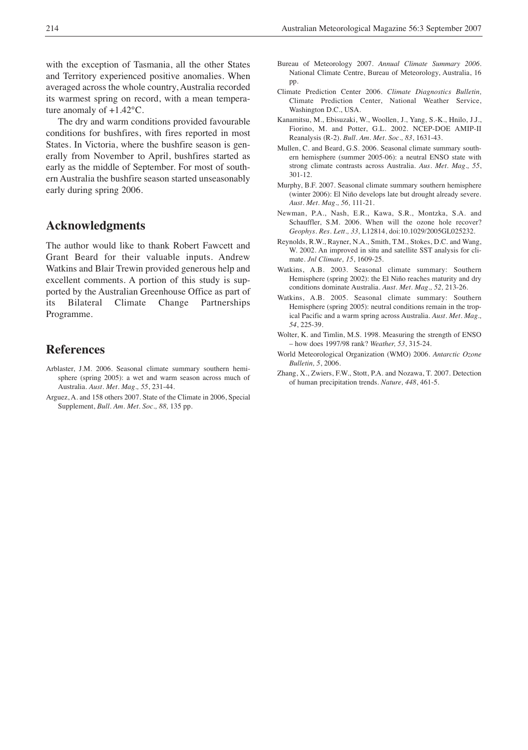with the exception of Tasmania, all the other States and Territory experienced positive anomalies. When averaged across the whole country, Australia recorded its warmest spring on record, with a mean temperature anomaly of +1.42°C.

The dry and warm conditions provided favourable conditions for bushfires, with fires reported in most States. In Victoria, where the bushfire season is generally from November to April, bushfires started as early as the middle of September. For most of southern Australia the bushfire season started unseasonably early during spring 2006.

## Acknowledgments

The author would like to thank Robert Fawcett and Grant Beard for their valuable inputs. Andrew Watkins and Blair Trewin provided generous help and excellent comments. A portion of this study is supported by the Australian Greenhouse Office as part of its Bilateral Climate Change Partnerships Programme.

## References

Arblaster, J.M. 2006. Seasonal climate summary southern hemisphere (spring 2005): a wet and warm season across much of Australia. *Aust. Met. Mag., 55*, 231-44.

Arguez, A. and 158 others 2007. State of the Climate in 2006, Special Supplement, *Bull. Am. Met. Soc., 88,* 135 pp.

Bureau of Meteorology 2007. *Annual Climate Summary 2006.* National Climate Centre, Bureau of Meteorology, Australia, 16 pp.

Climate Prediction Center 2006. *Climate Diagnostics Bulletin,* Climate Prediction Center, National Weather Service, Washington D.C., USA.

Kanamitsu, M., Ebisuzaki, W., Woollen, J., Yang, S.-K., Hnilo, J.J., Fiorino, M. and Potter, G.L. 2002. NCEP-DOE AMIP-II Reanalysis (R-2). *Bull. Am. Met. Soc., 83*, 1631-43.

Mullen, C. and Beard, G.S. 2006. Seasonal climate summary southern hemisphere (summer 2005-06): a neutral ENSO state with strong climate contrasts across Australia. *Aus. Met. Mag., 55*, 301-12.

Murphy, B.F. 2007. Seasonal climate summary southern hemisphere (winter 2006): El Niño develops late but drought already severe. *Aust. Met. Mag., 56,* 111-21.

Newman, P.A., Nash, E.R., Kawa, S.R., Montzka, S.A. and Schauffler, S.M. 2006. When will the ozone hole recover? *Geophys. Res. Lett., 33,* L12814, doi:10.1029/2005GL025232.

Reynolds, R.W., Rayner, N.A., Smith, T.M., Stokes, D.C. and Wang, W. 2002. An improved in situ and satellite SST analysis for climate. *Jnl Climate, 15*, 1609-25.

Watkins, A.B. 2003. Seasonal climate summary: Southern Hemisphere (spring 2002): the El Niño reaches maturity and dry conditions dominate Australia. *Aust. Met. Mag., 52,* 213-26.

Watkins, A.B. 2005. Seasonal climate summary: Southern Hemisphere (spring 2005): neutral conditions remain in the tropical Pacific and a warm spring across Australia. *Aust. Met. Mag., 54*, 225-39.

Wolter, K. and Timlin, M.S. 1998. Measuring the strength of ENSO – how does 1997/98 rank? *Weather, 53*, 315-24.

World Meteorological Organization (WMO) 2006. *Antarctic Ozone Bulletin, 5*, 2006.

Zhang, X., Zwiers, F.W., Stott, P.A. and Nozawa, T. 2007. Detection of human precipitation trends. *Nature, 448*, 461-5.